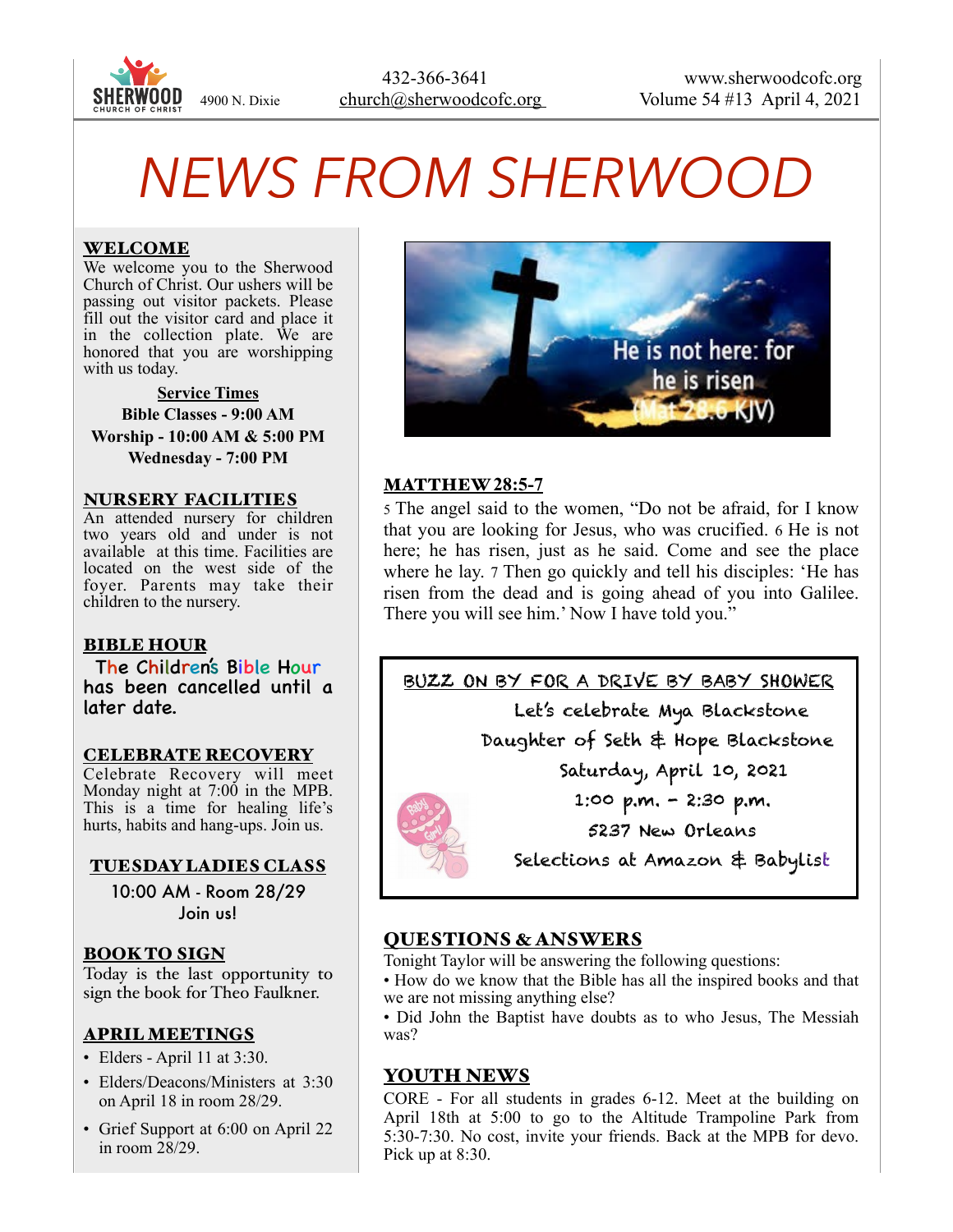SHERWOOD CHURCH OF CHRIST 4900 N. Dixie

432-366-3641
church@sherwoodcofc.org

www.sherwoodcofc.org
Volume 54 #13 April 4, 2021

# NEWS FROM SHERWOOD

## WELCOME

We welcome you to the Sherwood Church of Christ. Our ushers will be passing out visitor packets. Please fill out the visitor card and place it in the collection plate. We are honored that you are worshipping with us today.

**Service Times**
**Bible Classes - 9:00 AM**
**Worship - 10:00 AM & 5:00 PM**
**Wednesday - 7:00 PM**

## NURSERY FACILITIES

An attended nursery for children two years old and under is not available at this time. Facilities are located on the west side of the foyer. Parents may take their children to the nursery.

## BIBLE HOUR

The Children's Bible Hour has been cancelled until a later date.

## CELEBRATE RECOVERY

Celebrate Recovery will meet Monday night at 7:00 in the MPB. This is a time for healing life's hurts, habits and hang-ups. Join us.

## TUESDAY LADIES CLASS

10:00 AM - Room 28/29
Join us!

## BOOK TO SIGN

Today is the last opportunity to sign the book for Theo Faulkner.

## APRIL MEETINGS

- Elders - April 11 at 3:30.
- Elders/Deacons/Ministers at 3:30 on April 18 in room 28/29.
- Grief Support at 6:00 on April 22 in room 28/29.

He is not here: for he is risen (Mat 28:6 KJV)

## MATTHEW 28:5-7

5 The angel said to the women, "Do not be afraid, for I know that you are looking for Jesus, who was crucified. 6 He is not here; he has risen, just as he said. Come and see the place where he lay. 7 Then go quickly and tell his disciples: 'He has risen from the dead and is going ahead of you into Galilee. There you will see him.' Now I have told you."

BUZZ ON BY FOR A DRIVE BY BABY SHOWER

Let's celebrate Mya Blackstone
Daughter of Seth & Hope Blackstone
Saturday, April 10, 2021
1:00 p.m. - 2:30 p.m.
5237 New Orleans
Selections at Amazon & Babylist

## QUESTIONS & ANSWERS

Tonight Taylor will be answering the following questions:

- How do we know that the Bible has all the inspired books and that we are not missing anything else?
- Did John the Baptist have doubts as to who Jesus, The Messiah was?

## YOUTH NEWS

CORE - For all students in grades 6-12. Meet at the building on April 18th at 5:00 to go to the Altitude Trampoline Park from 5:30-7:30. No cost, invite your friends. Back at the MPB for devo. Pick up at 8:30.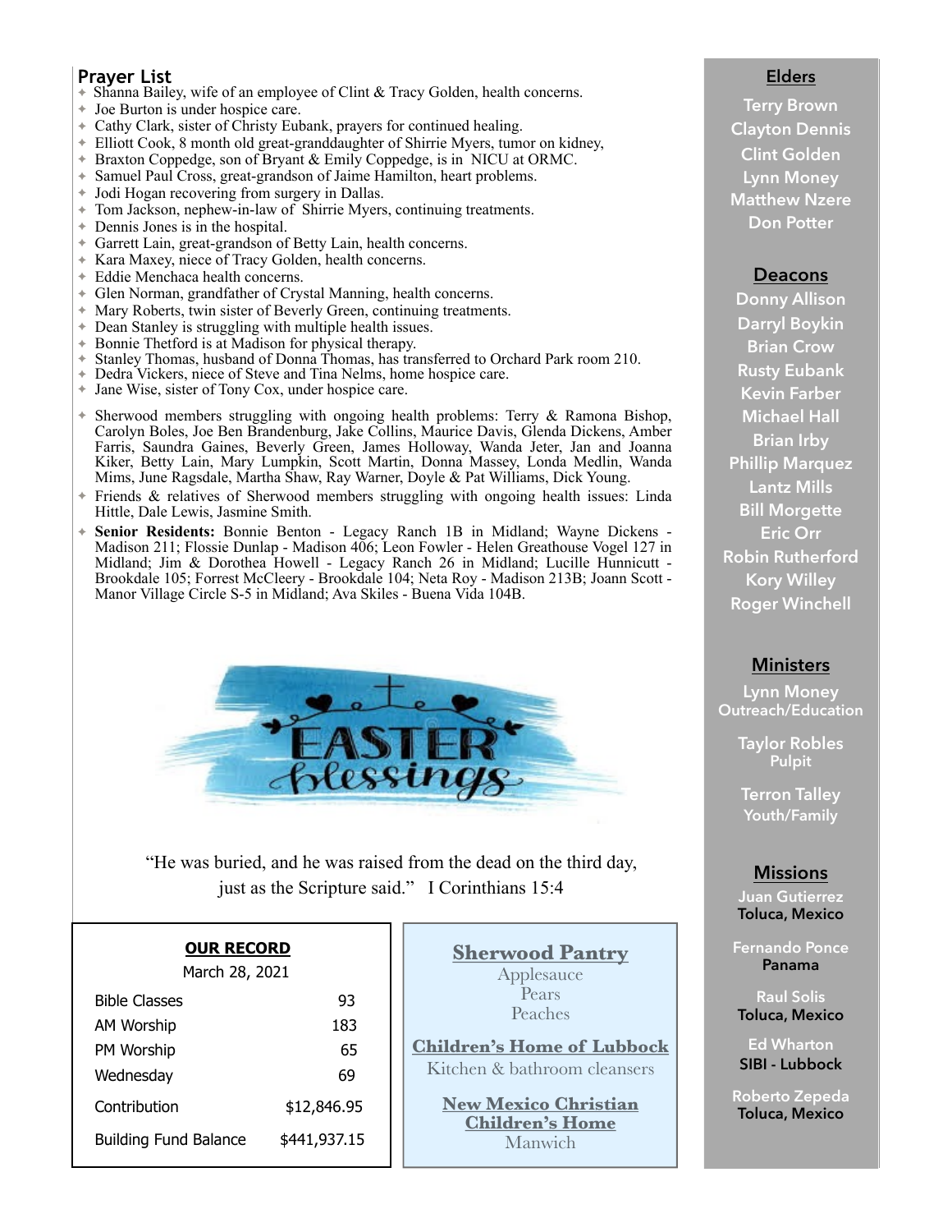## Prayer List

- Shanna Bailey, wife of an employee of Clint & Tracy Golden, health concerns.
- Joe Burton is under hospice care.
- Cathy Clark, sister of Christy Eubank, prayers for continued healing.
- Elliott Cook, 8 month old great-granddaughter of Shirrie Myers, tumor on kidney,
- Braxton Coppedge, son of Bryant & Emily Coppedge, is in NICU at ORMC.
- Samuel Paul Cross, great-grandson of Jaime Hamilton, heart problems.
- Jodi Hogan recovering from surgery in Dallas.
- Tom Jackson, nephew-in-law of Shirrie Myers, continuing treatments.
- Dennis Jones is in the hospital.
- Garrett Lain, great-grandson of Betty Lain, health concerns.
- Kara Maxey, niece of Tracy Golden, health concerns.
- Eddie Menchaca health concerns.
- Glen Norman, grandfather of Crystal Manning, health concerns.
- Mary Roberts, twin sister of Beverly Green, continuing treatments.
- Dean Stanley is struggling with multiple health issues.
- Bonnie Thetford is at Madison for physical therapy.
- Stanley Thomas, husband of Donna Thomas, has transferred to Orchard Park room 210.
- Dedra Vickers, niece of Steve and Tina Nelms, home hospice care.
- Jane Wise, sister of Tony Cox, under hospice care.
- Sherwood members struggling with ongoing health problems: Terry & Ramona Bishop, Carolyn Boles, Joe Ben Brandenburg, Jake Collins, Maurice Davis, Glenda Dickens, Amber Farris, Saundra Gaines, Beverly Green, James Holloway, Wanda Jeter, Jan and Joanna Kiker, Betty Lain, Mary Lumpkin, Scott Martin, Donna Massey, Londa Medlin, Wanda Mims, June Ragsdale, Martha Shaw, Ray Warner, Doyle & Pat Williams, Dick Young.
- Friends & relatives of Sherwood members struggling with ongoing health issues: Linda Hittle, Dale Lewis, Jasmine Smith.
- **Senior Residents:** Bonnie Benton - Legacy Ranch 1B in Midland; Wayne Dickens - Madison 211; Flossie Dunlap - Madison 406; Leon Fowler - Helen Greathouse Vogel 127 in Midland; Jim & Dorothea Howell - Legacy Ranch 26 in Midland; Lucille Hunnicutt - Brookdale 105; Forrest McCleery - Brookdale 104; Neta Roy - Madison 213B; Joann Scott - Manor Village Circle S-5 in Midland; Ava Skiles - Buena Vida 104B.

EASTER blessings

"He was buried, and he was raised from the dead on the third day, just as the Scripture said." I Corinthians 15:4

**OUR RECORD**

March 28, 2021

| | |
|---|---|
| Bible Classes | 93 |
| AM Worship | 183 |
| PM Worship | 65 |
| Wednesday | 69 |
| Contribution | $12,846.95 |
| Building Fund Balance | $441,937.15 |

**Sherwood Pantry**

Applesauce
Pears
Peaches

**Children's Home of Lubbock**

Kitchen & bathroom cleansers

**New Mexico Christian Children's Home**

Manwich

### Elders

Terry Brown
Clayton Dennis
Clint Golden
Lynn Money
Matthew Nzere
Don Potter

### Deacons

Donny Allison
Darryl Boykin
Brian Crow
Rusty Eubank
Kevin Farber
Michael Hall
Brian Irby
Phillip Marquez
Lantz Mills
Bill Morgette
Eric Orr
Robin Rutherford
Kory Willey
Roger Winchell

### Ministers

Lynn Money
Outreach/Education

Taylor Robles
Pulpit

Terron Talley
Youth/Family

### Missions

Juan Gutierrez
Toluca, Mexico

Fernando Ponce
Panama

Raul Solis
Toluca, Mexico

Ed Wharton
SIBI - Lubbock

Roberto Zepeda
Toluca, Mexico